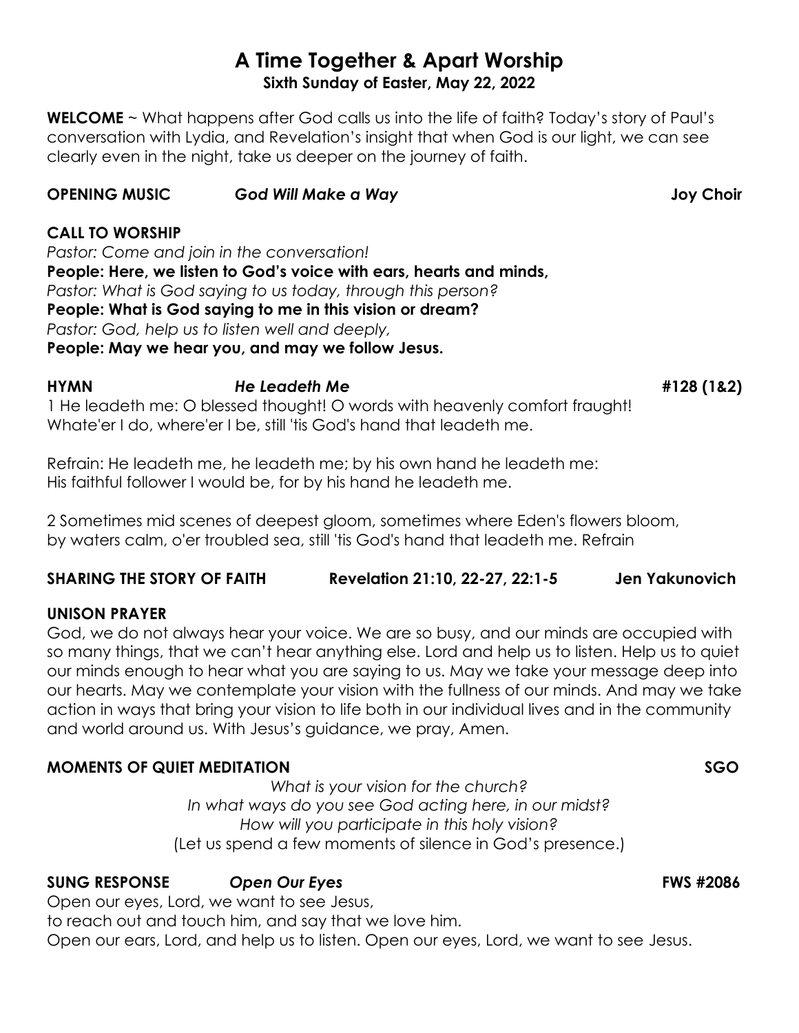# A Time Together & Apart Worship

**Sixth Sunday of Easter, May 22, 2022**

**WELCOME** ~ What happens after God calls us into the life of faith? Today's story of Paul's conversation with Lydia, and Revelation's insight that when God is our light, we can see clearly even in the night, take us deeper on the journey of faith.

**OPENING MUSIC** ***God Will Make a Way*** **Joy Choir**

**CALL TO WORSHIP**

*Pastor: Come and join in the conversation!*
**People: Here, we listen to God's voice with ears, hearts and minds,**
*Pastor: What is God saying to us today, through this person?*
**People: What is God saying to me in this vision or dream?**
*Pastor: God, help us to listen well and deeply,*
**People: May we hear you, and may we follow Jesus.**

**HYMN** ***He Leadeth Me*** **#128 (1&2)**

1 He leadeth me: O blessed thought! O words with heavenly comfort fraught!
Whate'er I do, where'er I be, still 'tis God's hand that leadeth me.

Refrain: He leadeth me, he leadeth me; by his own hand he leadeth me:
His faithful follower I would be, for by his hand he leadeth me.

2 Sometimes mid scenes of deepest gloom, sometimes where Eden's flowers bloom,
by waters calm, o'er troubled sea, still 'tis God's hand that leadeth me. Refrain

**SHARING THE STORY OF FAITH** **Revelation 21:10, 22-27, 22:1-5** **Jen Yakunovich**

**UNISON PRAYER**

God, we do not always hear your voice. We are so busy, and our minds are occupied with so many things, that we can't hear anything else. Lord and help us to listen. Help us to quiet our minds enough to hear what you are saying to us. May we take your message deep into our hearts. May we contemplate your vision with the fullness of our minds. And may we take action in ways that bring your vision to life both in our individual lives and in the community and world around us. With Jesus's guidance, we pray, Amen.

**MOMENTS OF QUIET MEDITATION** **SGO**

*What is your vision for the church?*
*In what ways do you see God acting here, in our midst?*
*How will you participate in this holy vision?*
(Let us spend a few moments of silence in God's presence.)

**SUNG RESPONSE** ***Open Our Eyes*** **FWS #2086**

Open our eyes, Lord, we want to see Jesus,
to reach out and touch him, and say that we love him.
Open our ears, Lord, and help us to listen. Open our eyes, Lord, we want to see Jesus.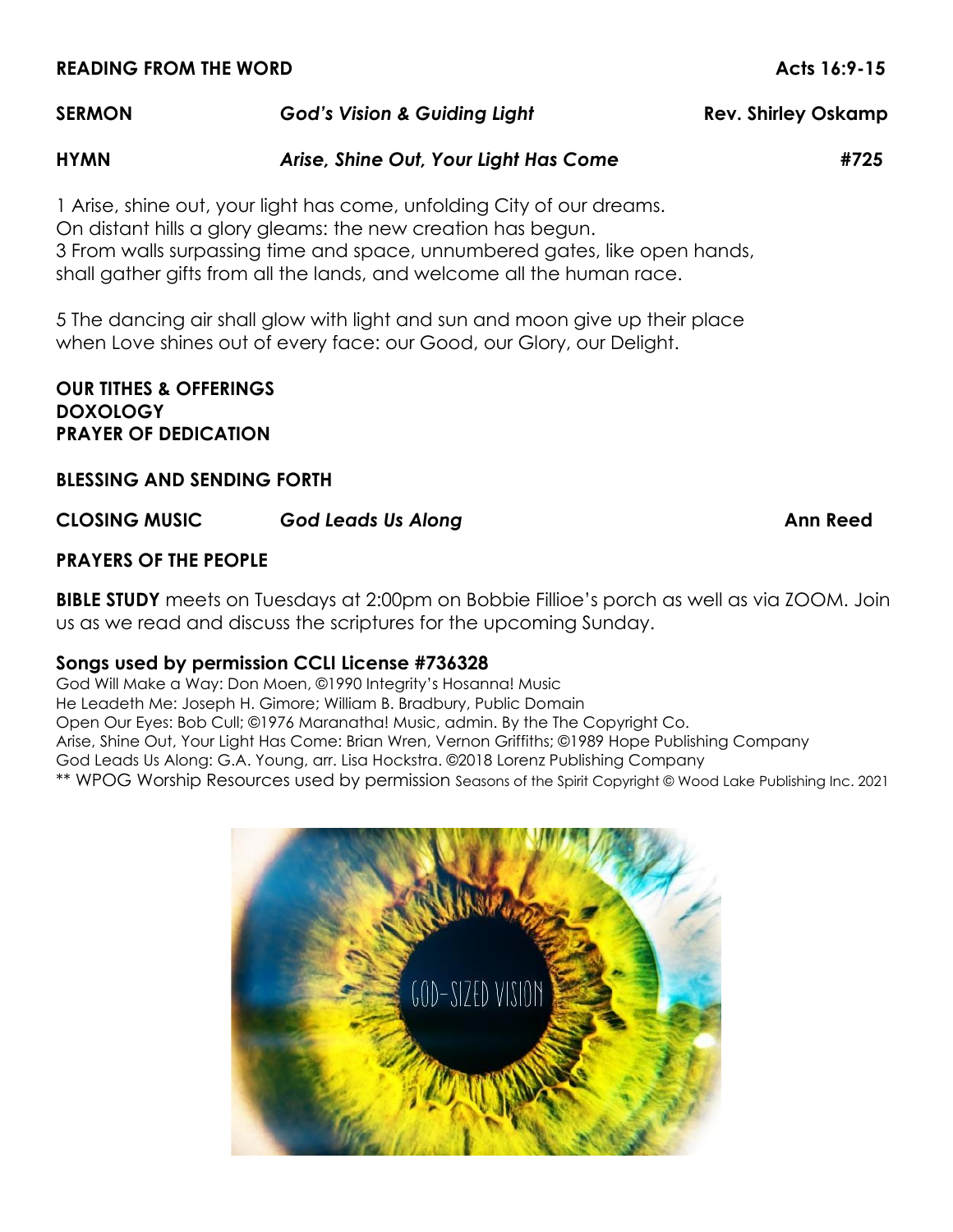**READING FROM THE WORD** **Acts 16:9-15**

**SERMON** ***God's Vision & Guiding Light*** **Rev. Shirley Oskamp**

**HYMN** ***Arise, Shine Out, Your Light Has Come*** **#725**

1 Arise, shine out, your light has come, unfolding City of our dreams.
On distant hills a glory gleams: the new creation has begun.
3 From walls surpassing time and space, unnumbered gates, like open hands,
shall gather gifts from all the lands, and welcome all the human race.

5 The dancing air shall glow with light and sun and moon give up their place
when Love shines out of every face: our Good, our Glory, our Delight.

**OUR TITHES & OFFERINGS**
**DOXOLOGY**
**PRAYER OF DEDICATION**

**BLESSING AND SENDING FORTH**

**CLOSING MUSIC** ***God Leads Us Along*** **Ann Reed**

**PRAYERS OF THE PEOPLE**

**BIBLE STUDY** meets on Tuesdays at 2:00pm on Bobbie Fillioe's porch as well as via ZOOM. Join us as we read and discuss the scriptures for the upcoming Sunday.

**Songs used by permission CCLI License #736328**
God Will Make a Way: Don Moen, ©1990 Integrity's Hosanna! Music
He Leadeth Me: Joseph H. Gimore; William B. Bradbury, Public Domain
Open Our Eyes: Bob Cull; ©1976 Maranatha! Music, admin. By the The Copyright Co.
Arise, Shine Out, Your Light Has Come: Brian Wren, Vernon Griffiths; ©1989 Hope Publishing Company
God Leads Us Along: G.A. Young, arr. Lisa Hockstra. ©2018 Lorenz Publishing Company
** WPOG Worship Resources used by permission Seasons of the Spirit Copyright © Wood Lake Publishing Inc. 2021

GOD-SIZED VISION